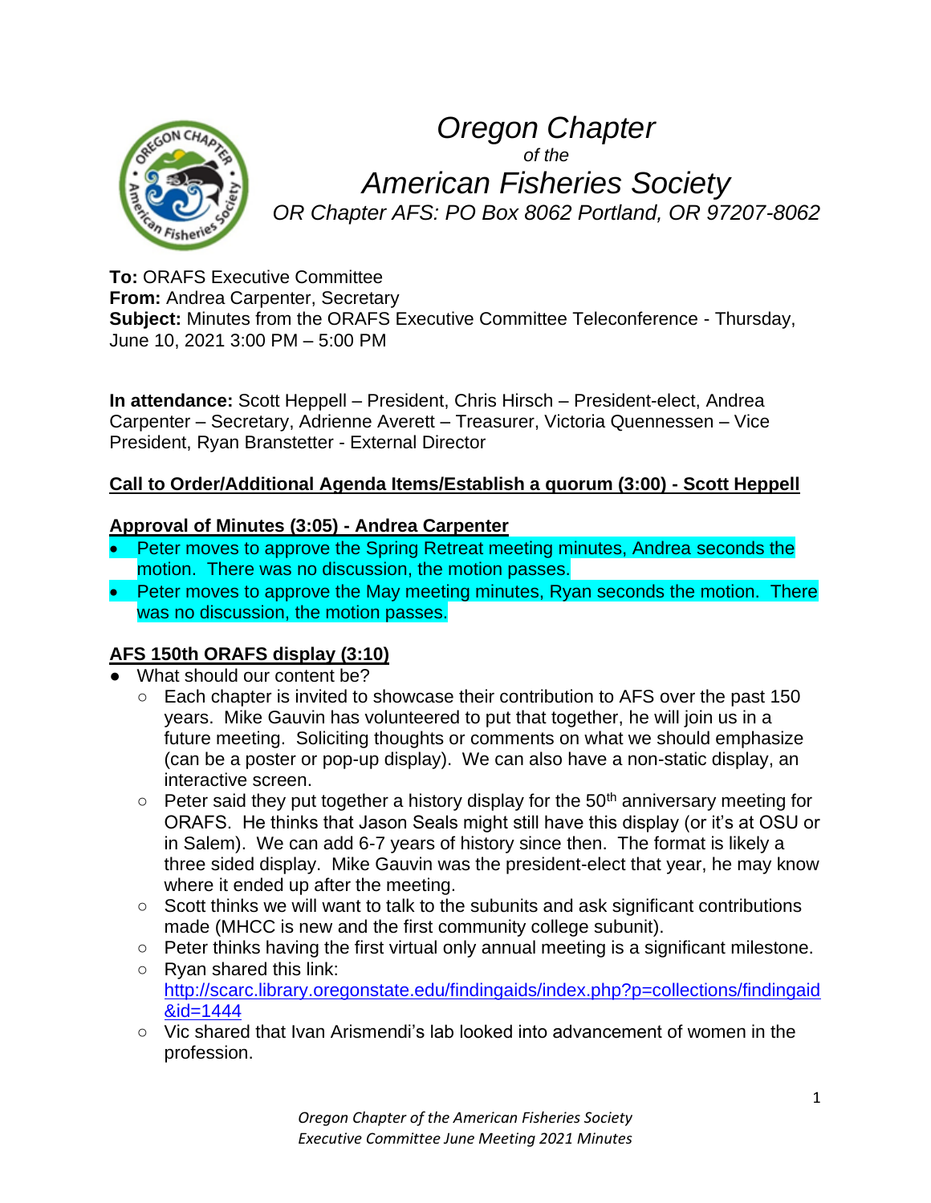# Oregon Chapter

*of the*

# American Fisheries Society

*OR Chapter AFS: PO Box 8062 Portland, OR 97207-8062*

**To:** ORAFS Executive Committee
**From:** Andrea Carpenter, Secretary
**Subject:** Minutes from the ORAFS Executive Committee Teleconference - Thursday, June 10, 2021 3:00 PM – 5:00 PM

**In attendance:** Scott Heppell – President, Chris Hirsch – President-elect, Andrea Carpenter – Secretary, Adrienne Averett – Treasurer, Victoria Quennessen – Vice President, Ryan Branstetter - External Director

**Call to Order/Additional Agenda Items/Establish a quorum (3:00) - Scott Heppell**

**Approval of Minutes (3:05) - Andrea Carpenter**

- Peter moves to approve the Spring Retreat meeting minutes, Andrea seconds the motion. There was no discussion, the motion passes.
- Peter moves to approve the May meeting minutes, Ryan seconds the motion. There was no discussion, the motion passes.

**AFS 150th ORAFS display (3:10)**

- What should our content be?
  - Each chapter is invited to showcase their contribution to AFS over the past 150 years. Mike Gauvin has volunteered to put that together, he will join us in a future meeting. Soliciting thoughts or comments on what we should emphasize (can be a poster or pop-up display). We can also have a non-static display, an interactive screen.
  - Peter said they put together a history display for the 50th anniversary meeting for ORAFS. He thinks that Jason Seals might still have this display (or it's at OSU or in Salem). We can add 6-7 years of history since then. The format is likely a three sided display. Mike Gauvin was the president-elect that year, he may know where it ended up after the meeting.
  - Scott thinks we will want to talk to the subunits and ask significant contributions made (MHCC is new and the first community college subunit).
  - Peter thinks having the first virtual only annual meeting is a significant milestone.
  - Ryan shared this link: http://scarc.library.oregonstate.edu/findingaids/index.php?p=collections/findingaid&id=1444
  - Vic shared that Ivan Arismendi's lab looked into advancement of women in the profession.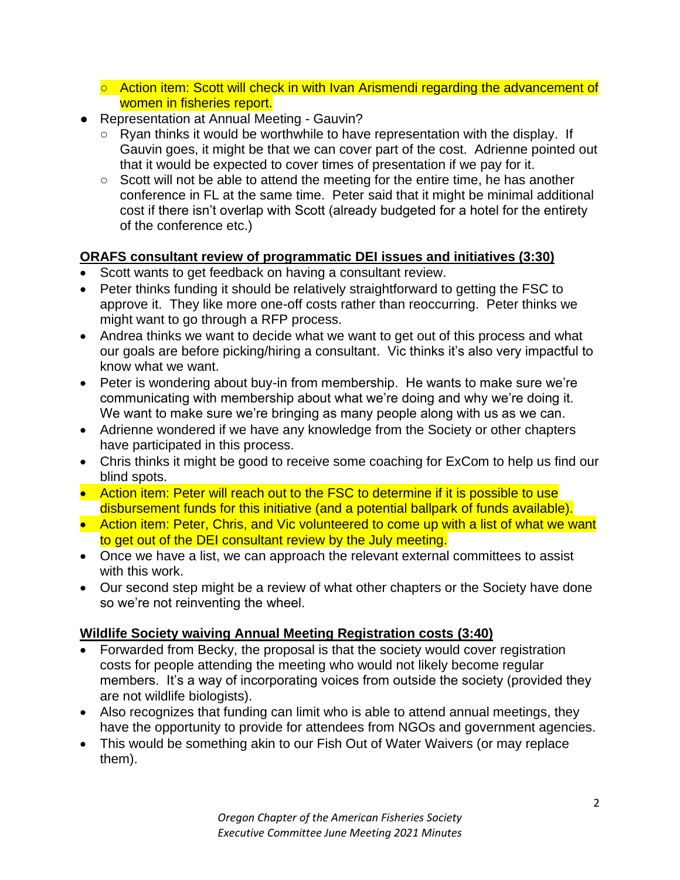- Action item: Scott will check in with Ivan Arismendi regarding the advancement of women in fisheries report.
- Representation at Annual Meeting - Gauvin?
    - Ryan thinks it would be worthwhile to have representation with the display. If Gauvin goes, it might be that we can cover part of the cost. Adrienne pointed out that it would be expected to cover times of presentation if we pay for it.
    - Scott will not be able to attend the meeting for the entire time, he has another conference in FL at the same time. Peter said that it might be minimal additional cost if there isn't overlap with Scott (already budgeted for a hotel for the entirety of the conference etc.)

**ORAFS consultant review of programmatic DEI issues and initiatives (3:30)**

- Scott wants to get feedback on having a consultant review.
- Peter thinks funding it should be relatively straightforward to getting the FSC to approve it. They like more one-off costs rather than reoccurring. Peter thinks we might want to go through a RFP process.
- Andrea thinks we want to decide what we want to get out of this process and what our goals are before picking/hiring a consultant. Vic thinks it's also very impactful to know what we want.
- Peter is wondering about buy-in from membership. He wants to make sure we're communicating with membership about what we're doing and why we're doing it. We want to make sure we're bringing as many people along with us as we can.
- Adrienne wondered if we have any knowledge from the Society or other chapters have participated in this process.
- Chris thinks it might be good to receive some coaching for ExCom to help us find our blind spots.
- Action item: Peter will reach out to the FSC to determine if it is possible to use disbursement funds for this initiative (and a potential ballpark of funds available).
- Action item: Peter, Chris, and Vic volunteered to come up with a list of what we want to get out of the DEI consultant review by the July meeting.
- Once we have a list, we can approach the relevant external committees to assist with this work.
- Our second step might be a review of what other chapters or the Society have done so we're not reinventing the wheel.

**Wildlife Society waiving Annual Meeting Registration costs (3:40)**

- Forwarded from Becky, the proposal is that the society would cover registration costs for people attending the meeting who would not likely become regular members. It's a way of incorporating voices from outside the society (provided they are not wildlife biologists).
- Also recognizes that funding can limit who is able to attend annual meetings, they have the opportunity to provide for attendees from NGOs and government agencies.
- This would be something akin to our Fish Out of Water Waivers (or may replace them).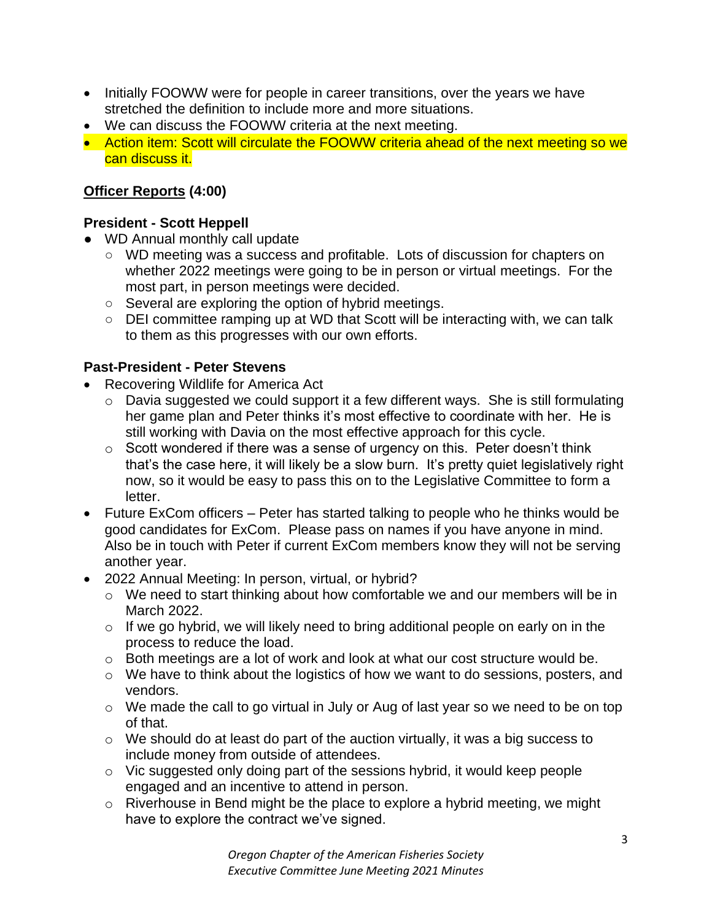- Initially FOOWW were for people in career transitions, over the years we have stretched the definition to include more and more situations.
- We can discuss the FOOWW criteria at the next meeting.
- Action item: Scott will circulate the FOOWW criteria ahead of the next meeting so we can discuss it.

**Officer Reports (4:00)**

**President - Scott Heppell**

- WD Annual monthly call update
  - WD meeting was a success and profitable. Lots of discussion for chapters on whether 2022 meetings were going to be in person or virtual meetings. For the most part, in person meetings were decided.
  - Several are exploring the option of hybrid meetings.
  - DEI committee ramping up at WD that Scott will be interacting with, we can talk to them as this progresses with our own efforts.

**Past-President - Peter Stevens**

- Recovering Wildlife for America Act
  - Davia suggested we could support it a few different ways. She is still formulating her game plan and Peter thinks it's most effective to coordinate with her. He is still working with Davia on the most effective approach for this cycle.
  - Scott wondered if there was a sense of urgency on this. Peter doesn't think that's the case here, it will likely be a slow burn. It's pretty quiet legislatively right now, so it would be easy to pass this on to the Legislative Committee to form a letter.
- Future ExCom officers – Peter has started talking to people who he thinks would be good candidates for ExCom. Please pass on names if you have anyone in mind. Also be in touch with Peter if current ExCom members know they will not be serving another year.
- 2022 Annual Meeting: In person, virtual, or hybrid?
  - We need to start thinking about how comfortable we and our members will be in March 2022.
  - If we go hybrid, we will likely need to bring additional people on early on in the process to reduce the load.
  - Both meetings are a lot of work and look at what our cost structure would be.
  - We have to think about the logistics of how we want to do sessions, posters, and vendors.
  - We made the call to go virtual in July or Aug of last year so we need to be on top of that.
  - We should do at least do part of the auction virtually, it was a big success to include money from outside of attendees.
  - Vic suggested only doing part of the sessions hybrid, it would keep people engaged and an incentive to attend in person.
  - Riverhouse in Bend might be the place to explore a hybrid meeting, we might have to explore the contract we've signed.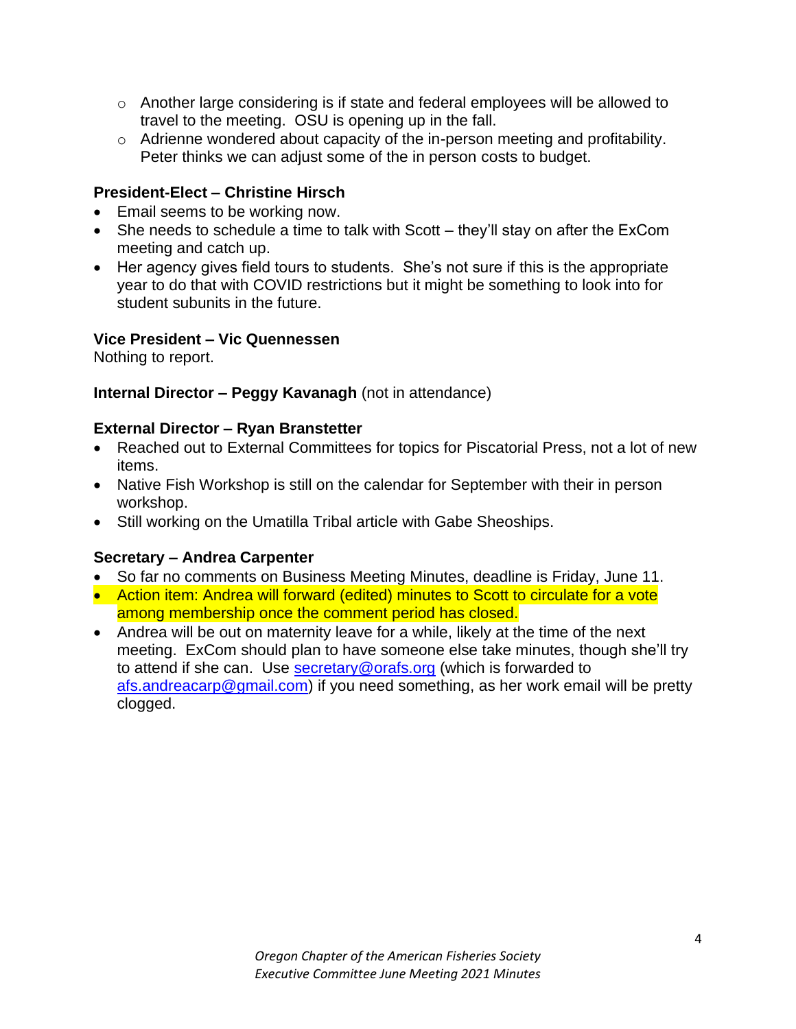- Another large considering is if state and federal employees will be allowed to travel to the meeting. OSU is opening up in the fall.
  - Adrienne wondered about capacity of the in-person meeting and profitability. Peter thinks we can adjust some of the in person costs to budget.

**President-Elect – Christine Hirsch**

- Email seems to be working now.
- She needs to schedule a time to talk with Scott – they'll stay on after the ExCom meeting and catch up.
- Her agency gives field tours to students. She's not sure if this is the appropriate year to do that with COVID restrictions but it might be something to look into for student subunits in the future.

**Vice President – Vic Quennessen**

Nothing to report.

**Internal Director – Peggy Kavanagh** (not in attendance)

**External Director – Ryan Branstetter**

- Reached out to External Committees for topics for Piscatorial Press, not a lot of new items.
- Native Fish Workshop is still on the calendar for September with their in person workshop.
- Still working on the Umatilla Tribal article with Gabe Sheoships.

**Secretary – Andrea Carpenter**

- So far no comments on Business Meeting Minutes, deadline is Friday, June 11.
- Action item: Andrea will forward (edited) minutes to Scott to circulate for a vote among membership once the comment period has closed.
- Andrea will be out on maternity leave for a while, likely at the time of the next meeting. ExCom should plan to have someone else take minutes, though she'll try to attend if she can. Use secretary@orafs.org (which is forwarded to afs.andreacarp@gmail.com) if you need something, as her work email will be pretty clogged.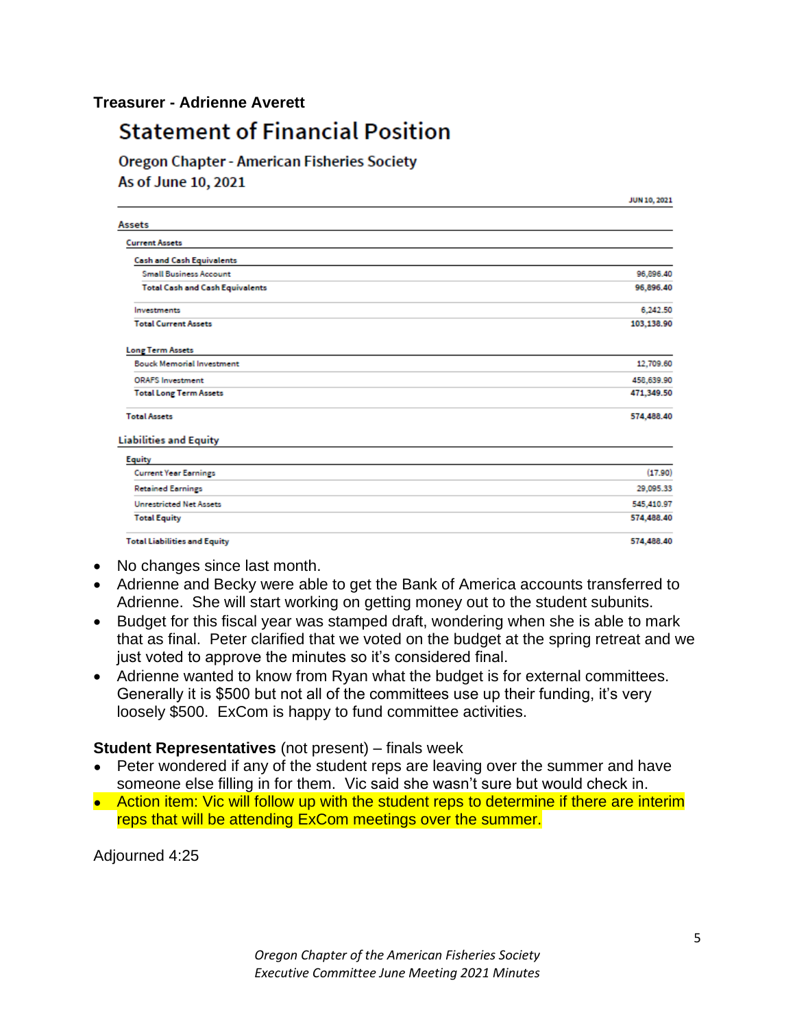**Treasurer - Adrienne Averett**

## Statement of Financial Position

### Oregon Chapter - American Fisheries Society
### As of June 10, 2021

| | JUN 10, 2021 |
|---|---|
| **Assets** | |
| Current Assets | |
| Cash and Cash Equivalents | |
| Small Business Account | 96,896.40 |
| **Total Cash and Cash Equivalents** | **96,896.40** |
| Investments | 6,242.50 |
| **Total Current Assets** | **103,138.90** |
| Long Term Assets | |
| Bouck Memorial Investment | 12,709.60 |
| ORAFS Investment | 458,639.90 |
| **Total Long Term Assets** | **471,349.50** |
| **Total Assets** | **574,488.40** |
| **Liabilities and Equity** | |
| Equity | |
| Current Year Earnings | (17.90) |
| Retained Earnings | 29,095.33 |
| Unrestricted Net Assets | 545,410.97 |
| **Total Equity** | **574,488.40** |
| **Total Liabilities and Equity** | **574,488.40** |

- No changes since last month.
- Adrienne and Becky were able to get the Bank of America accounts transferred to Adrienne. She will start working on getting money out to the student subunits.
- Budget for this fiscal year was stamped draft, wondering when she is able to mark that as final. Peter clarified that we voted on the budget at the spring retreat and we just voted to approve the minutes so it's considered final.
- Adrienne wanted to know from Ryan what the budget is for external committees. Generally it is $500 but not all of the committees use up their funding, it's very loosely $500. ExCom is happy to fund committee activities.

**Student Representatives** (not present) – finals week

- Peter wondered if any of the student reps are leaving over the summer and have someone else filling in for them. Vic said she wasn't sure but would check in.
- Action item: Vic will follow up with the student reps to determine if there are interim reps that will be attending ExCom meetings over the summer.

Adjourned 4:25